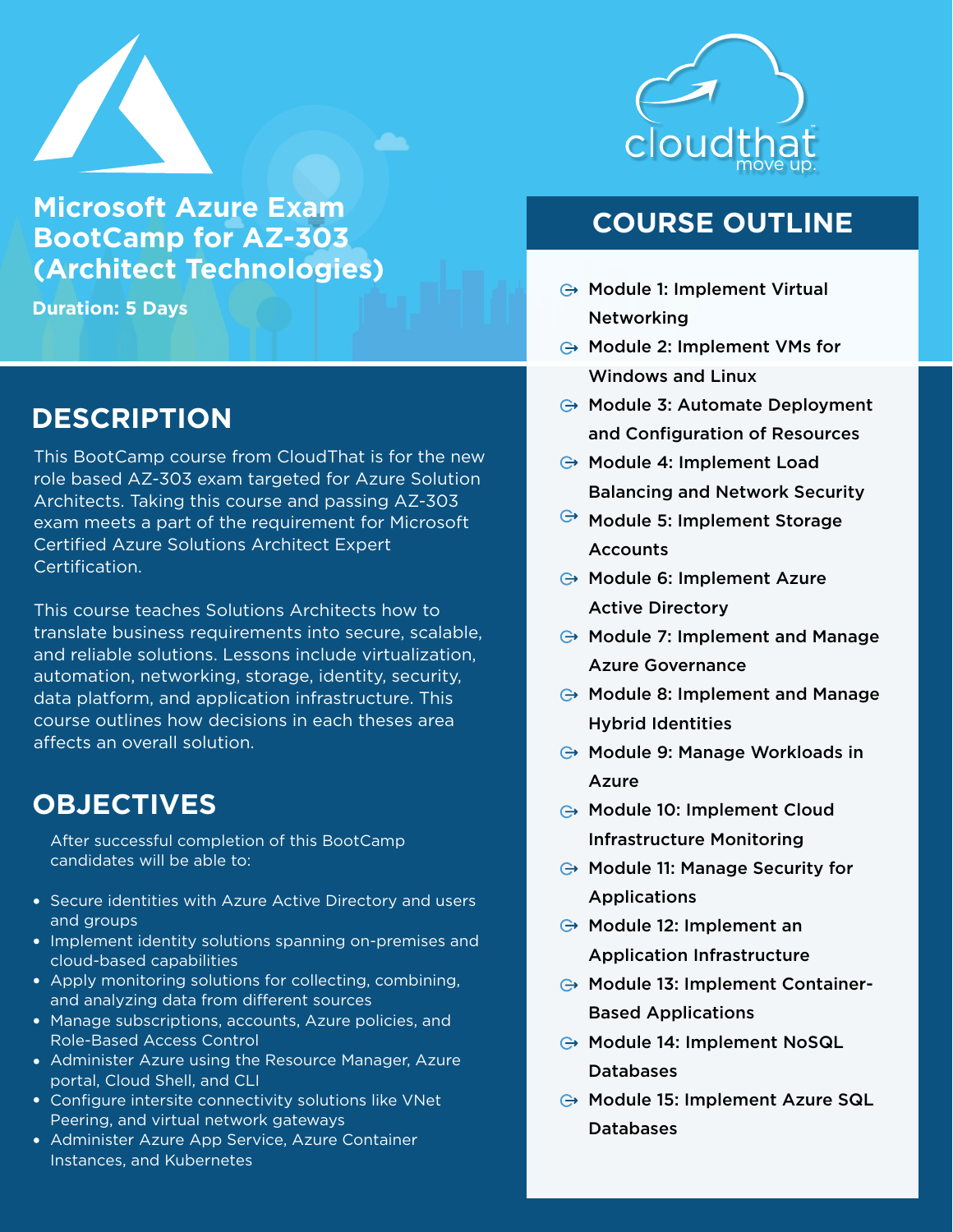# Microsoft Azure Exam BootCamp for AZ-303 (Architect Technologies)

**Duration: 5 Days**

## DESCRIPTION

This BootCamp course from CloudThat is for the new role based AZ-303 exam targeted for Azure Solution Architects. Taking this course and passing AZ-303 exam meets a part of the requirement for Microsoft Certified Azure Solutions Architect Expert Certification.

This course teaches Solutions Architects how to translate business requirements into secure, scalable, and reliable solutions. Lessons include virtualization, automation, networking, storage, identity, security, data platform, and application infrastructure. This course outlines how decisions in each theses area affects an overall solution.

## OBJECTIVES

After successful completion of this BootCamp candidates will be able to:

- Secure identities with Azure Active Directory and users and groups
- Implement identity solutions spanning on-premises and cloud-based capabilities
- Apply monitoring solutions for collecting, combining, and analyzing data from different sources
- Manage subscriptions, accounts, Azure policies, and Role-Based Access Control
- Administer Azure using the Resource Manager, Azure portal, Cloud Shell, and CLI
- Configure intersite connectivity solutions like VNet Peering, and virtual network gateways
- Administer Azure App Service, Azure Container Instances, and Kubernetes

## COURSE OUTLINE

- Module 1: Implement Virtual Networking
- Module 2: Implement VMs for Windows and Linux
- Module 3: Automate Deployment and Configuration of Resources
- Module 4: Implement Load Balancing and Network Security
- Module 5: Implement Storage Accounts
- Module 6: Implement Azure Active Directory
- Module 7: Implement and Manage Azure Governance
- Module 8: Implement and Manage Hybrid Identities
- Module 9: Manage Workloads in Azure
- Module 10: Implement Cloud Infrastructure Monitoring
- Module 11: Manage Security for Applications
- Module 12: Implement an Application Infrastructure
- Module 13: Implement Container-Based Applications
- Module 14: Implement NoSQL Databases
- Module 15: Implement Azure SQL Databases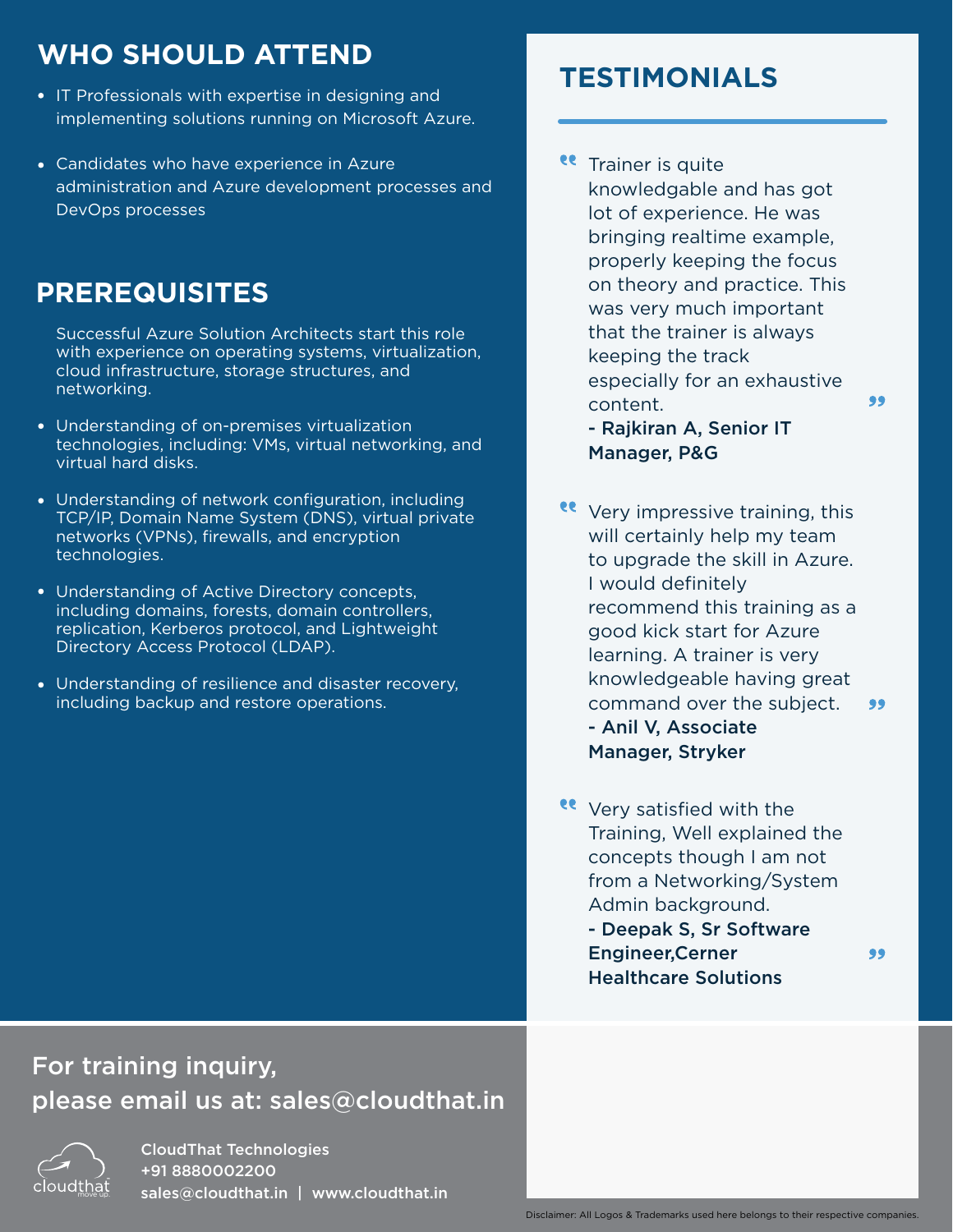## WHO SHOULD ATTEND

- IT Professionals with expertise in designing and implementing solutions running on Microsoft Azure.
- Candidates who have experience in Azure administration and Azure development processes and DevOps processes

## PREREQUISITES

Successful Azure Solution Architects start this role with experience on operating systems, virtualization, cloud infrastructure, storage structures, and networking.

- Understanding of on-premises virtualization technologies, including: VMs, virtual networking, and virtual hard disks.
- Understanding of network configuration, including TCP/IP, Domain Name System (DNS), virtual private networks (VPNs), firewalls, and encryption technologies.
- Understanding of Active Directory concepts, including domains, forests, domain controllers, replication, Kerberos protocol, and Lightweight Directory Access Protocol (LDAP).
- Understanding of resilience and disaster recovery, including backup and restore operations.

## TESTIMONIALS

"Trainer is quite knowledgable and has got lot of experience. He was bringing realtime example, properly keeping the focus on theory and practice. This was very much important that the trainer is always keeping the track especially for an exhaustive content."

**- Rajkiran A, Senior IT Manager, P&G**

"Very impressive training, this will certainly help my team to upgrade the skill in Azure. I would definitely recommend this training as a good kick start for Azure learning. A trainer is very knowledgeable having great command over the subject."

**- Anil V, Associate Manager, Stryker**

"Very satisfied with the Training, Well explained the concepts though I am not from a Networking/System Admin background."

**- Deepak S, Sr Software Engineer,Cerner Healthcare Solutions**

For training inquiry,
please email us at: sales@cloudthat.in

CloudThat Technologies
+91 8880002200
sales@cloudthat.in | www.cloudthat.in

Disclaimer: All Logos & Trademarks used here belongs to their respective companies.